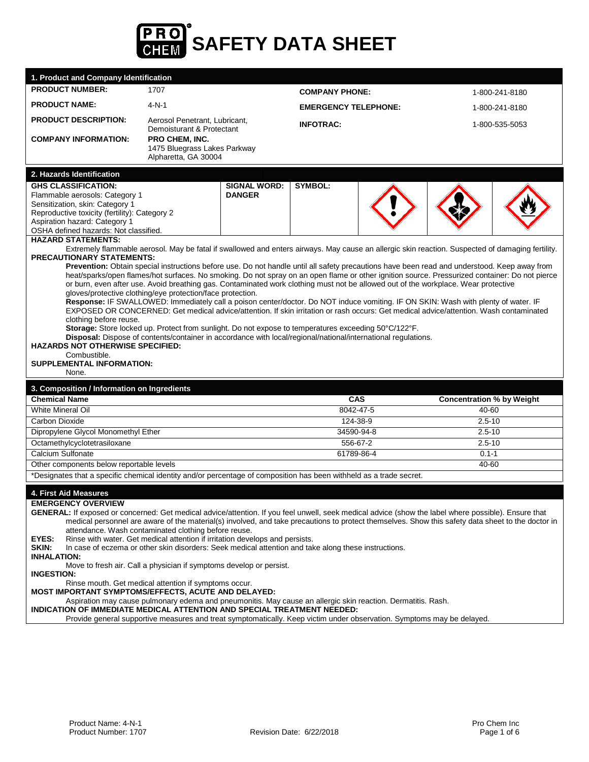# SAFETY DATA SHEET

## 1. Product and Company Identification

| | | | |
|---|---|---|---|
| **PRODUCT NUMBER:** | 1707 | **COMPANY PHONE:** | 1-800-241-8180 |
| **PRODUCT NAME:** | 4-N-1 | **EMERGENCY TELEPHONE:** | 1-800-241-8180 |
| **PRODUCT DESCRIPTION:** | Aerosol Penetrant, Lubricant, Demoisturant & Protectant | **INFOTRAC:** | 1-800-535-5053 |
| **COMPANY INFORMATION:** | **PRO CHEM, INC.** 1475 Bluegrass Lakes Parkway Alpharetta, GA 30004 | | |

## 2. Hazards Identification

| **GHS CLASSIFICATION:** | **SIGNAL WORD:** | **SYMBOL:** |
|---|---|---|
| Flammable aerosols: Category 1<br>Sensitization, skin: Category 1<br>Reproductive toxicity (fertility): Category 2<br>Aspiration hazard: Category 1<br>OSHA defined hazards: Not classified. | **DANGER** | |

**HAZARD STATEMENTS:**

Extremely flammable aerosol. May be fatal if swallowed and enters airways. May cause an allergic skin reaction. Suspected of damaging fertility.

**PRECAUTIONARY STATEMENTS:**

**Prevention:** Obtain special instructions before use. Do not handle until all safety precautions have been read and understood. Keep away from heat/sparks/open flames/hot surfaces. No smoking. Do not spray on an open flame or other ignition source. Pressurized container: Do not pierce or burn, even after use. Avoid breathing gas. Contaminated work clothing must not be allowed out of the workplace. Wear protective gloves/protective clothing/eye protection/face protection.

**Response:** IF SWALLOWED: Immediately call a poison center/doctor. Do NOT induce vomiting. IF ON SKIN: Wash with plenty of water. IF EXPOSED OR CONCERNED: Get medical advice/attention. If skin irritation or rash occurs: Get medical advice/attention. Wash contaminated clothing before reuse.

**Storage:** Store locked up. Protect from sunlight. Do not expose to temperatures exceeding 50°C/122°F.

**Disposal:** Dispose of contents/container in accordance with local/regional/national/international regulations.

**HAZARDS NOT OTHERWISE SPECIFIED:**

Combustible.

**SUPPLEMENTAL INFORMATION:**

None.

## 3. Composition / Information on Ingredients

| Chemical Name | CAS | Concentration % by Weight |
|---|---|---|
| White Mineral Oil | 8042-47-5 | 40-60 |
| Carbon Dioxide | 124-38-9 | 2.5-10 |
| Dipropylene Glycol Monomethyl Ether | 34590-94-8 | 2.5-10 |
| Octamethylcyclotetrasiloxane | 556-67-2 | 2.5-10 |
| Calcium Sulfonate | 61789-86-4 | 0.1-1 |
| Other components below reportable levels | | 40-60 |

*Designates that a specific chemical identity and/or percentage of composition has been withheld as a trade secret.

## 4. First Aid Measures

**EMERGENCY OVERVIEW**

**GENERAL:** If exposed or concerned: Get medical advice/attention. If you feel unwell, seek medical advice (show the label where possible). Ensure that medical personnel are aware of the material(s) involved, and take precautions to protect themselves. Show this safety data sheet to the doctor in attendance. Wash contaminated clothing before reuse.

**EYES:** Rinse with water. Get medical attention if irritation develops and persists.

**SKIN:** In case of eczema or other skin disorders: Seek medical attention and take along these instructions.

**INHALATION:**

Move to fresh air. Call a physician if symptoms develop or persist.

**INGESTION:**

Rinse mouth. Get medical attention if symptoms occur.

**MOST IMPORTANT SYMPTOMS/EFFECTS, ACUTE AND DELAYED:**

Aspiration may cause pulmonary edema and pneumonitis. May cause an allergic skin reaction. Dermatitis. Rash.

**INDICATION OF IMMEDIATE MEDICAL ATTENTION AND SPECIAL TREATMENT NEEDED:**

Provide general supportive measures and treat symptomatically. Keep victim under observation. Symptoms may be delayed.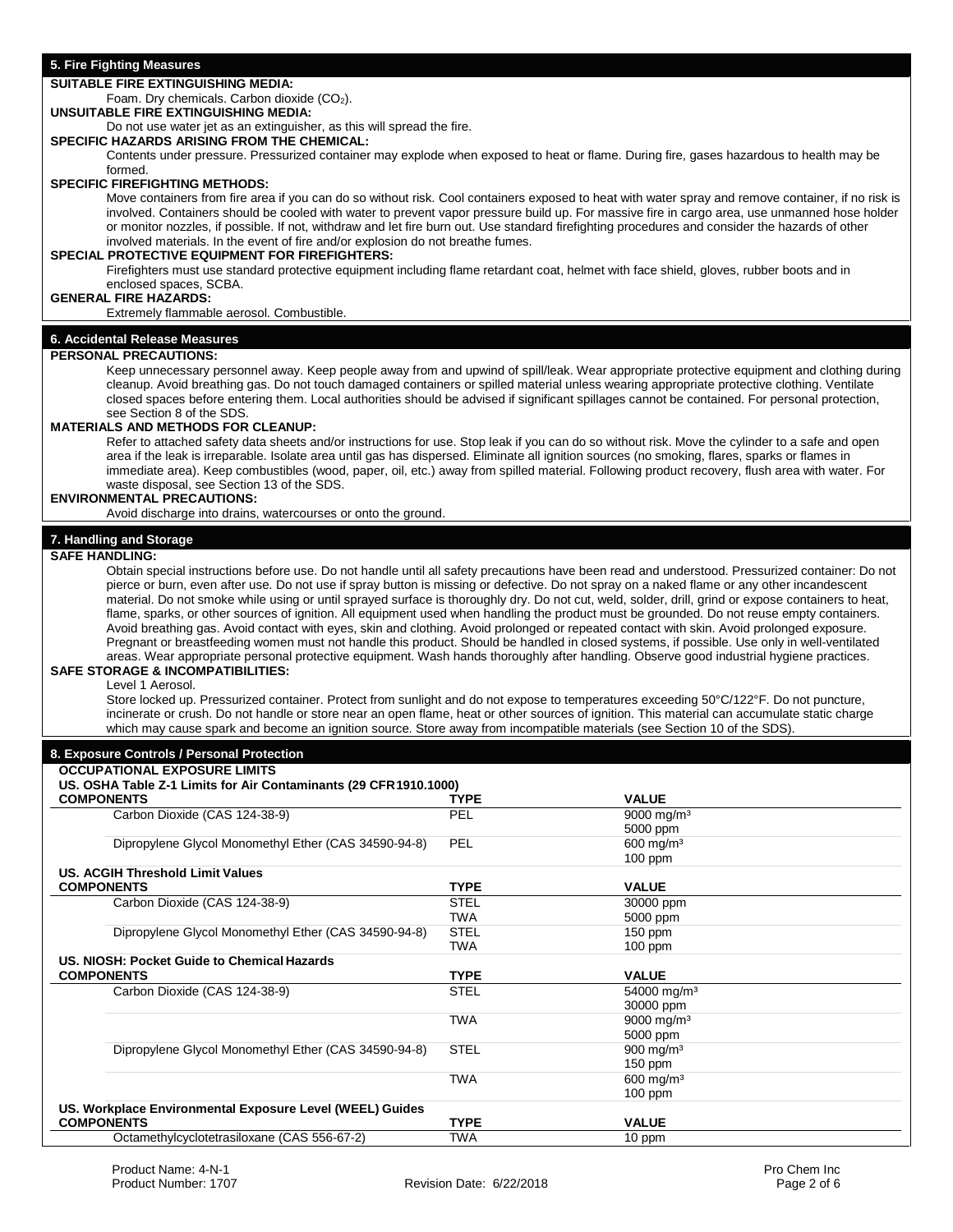## 5. Fire Fighting Measures

**SUITABLE FIRE EXTINGUISHING MEDIA:**

Foam. Dry chemicals. Carbon dioxide ($CO_2$).

**UNSUITABLE FIRE EXTINGUISHING MEDIA:**

Do not use water jet as an extinguisher, as this will spread the fire.

**SPECIFIC HAZARDS ARISING FROM THE CHEMICAL:**

Contents under pressure. Pressurized container may explode when exposed to heat or flame. During fire, gases hazardous to health may be formed.

**SPECIFIC FIREFIGHTING METHODS:**

Move containers from fire area if you can do so without risk. Cool containers exposed to heat with water spray and remove container, if no risk is involved. Containers should be cooled with water to prevent vapor pressure build up. For massive fire in cargo area, use unmanned hose holder or monitor nozzles, if possible. If not, withdraw and let fire burn out. Use standard firefighting procedures and consider the hazards of other involved materials. In the event of fire and/or explosion do not breathe fumes.

**SPECIAL PROTECTIVE EQUIPMENT FOR FIREFIGHTERS:**

Firefighters must use standard protective equipment including flame retardant coat, helmet with face shield, gloves, rubber boots and in enclosed spaces, SCBA.

**GENERAL FIRE HAZARDS:**

Extremely flammable aerosol. Combustible.

## 6. Accidental Release Measures

**PERSONAL PRECAUTIONS:**

Keep unnecessary personnel away. Keep people away from and upwind of spill/leak. Wear appropriate protective equipment and clothing during cleanup. Avoid breathing gas. Do not touch damaged containers or spilled material unless wearing appropriate protective clothing. Ventilate closed spaces before entering them. Local authorities should be advised if significant spillages cannot be contained. For personal protection, see Section 8 of the SDS.

**MATERIALS AND METHODS FOR CLEANUP:**

Refer to attached safety data sheets and/or instructions for use. Stop leak if you can do so without risk. Move the cylinder to a safe and open area if the leak is irreparable. Isolate area until gas has dispersed. Eliminate all ignition sources (no smoking, flares, sparks or flames in immediate area). Keep combustibles (wood, paper, oil, etc.) away from spilled material. Following product recovery, flush area with water. For waste disposal, see Section 13 of the SDS.

**ENVIRONMENTAL PRECAUTIONS:**

Avoid discharge into drains, watercourses or onto the ground.

## 7. Handling and Storage

**SAFE HANDLING:**

Obtain special instructions before use. Do not handle until all safety precautions have been read and understood. Pressurized container: Do not pierce or burn, even after use. Do not use if spray button is missing or defective. Do not spray on a naked flame or any other incandescent material. Do not smoke while using or until sprayed surface is thoroughly dry. Do not cut, weld, solder, drill, grind or expose containers to heat, flame, sparks, or other sources of ignition. All equipment used when handling the product must be grounded. Do not reuse empty containers. Avoid breathing gas. Avoid contact with eyes, skin and clothing. Avoid prolonged or repeated contact with skin. Avoid prolonged exposure. Pregnant or breastfeeding women must not handle this product. Should be handled in closed systems, if possible. Use only in well-ventilated areas. Wear appropriate personal protective equipment. Wash hands thoroughly after handling. Observe good industrial hygiene practices.

**SAFE STORAGE & INCOMPATIBILITIES:**

Level 1 Aerosol.

Store locked up. Pressurized container. Protect from sunlight and do not expose to temperatures exceeding 50°C/122°F. Do not puncture, incinerate or crush. Do not handle or store near an open flame, heat or other sources of ignition. This material can accumulate static charge which may cause spark and become an ignition source. Store away from incompatible materials (see Section 10 of the SDS).

## 8. Exposure Controls / Personal Protection

**OCCUPATIONAL EXPOSURE LIMITS**

**US. OSHA Table Z-1 Limits for Air Contaminants (29 CFR1910.1000)**

| COMPONENTS | TYPE | VALUE |
|---|---|---|
| Carbon Dioxide (CAS 124-38-9) | PEL | 9000 mg/m³<br>5000 ppm |
| Dipropylene Glycol Monomethyl Ether (CAS 34590-94-8) | PEL | 600 mg/m³<br>100 ppm |

**US. ACGIH Threshold Limit Values**

| COMPONENTS | TYPE | VALUE |
|---|---|---|
| Carbon Dioxide (CAS 124-38-9) | STEL | 30000 ppm |
| | TWA | 5000 ppm |
| Dipropylene Glycol Monomethyl Ether (CAS 34590-94-8) | STEL | 150 ppm |
| | TWA | 100 ppm |

**US. NIOSH: Pocket Guide to Chemical Hazards**

| COMPONENTS | TYPE | VALUE |
|---|---|---|
| Carbon Dioxide (CAS 124-38-9) | STEL | 54000 mg/m³<br>30000 ppm |
| | TWA | 9000 mg/m³<br>5000 ppm |
| Dipropylene Glycol Monomethyl Ether (CAS 34590-94-8) | STEL | 900 mg/m³<br>150 ppm |
| | TWA | 600 mg/m³<br>100 ppm |

**US. Workplace Environmental Exposure Level (WEEL) Guides**

| COMPONENTS | TYPE | VALUE |
|---|---|---|
| Octamethylcyclotetrasiloxane (CAS 556-67-2) | TWA | 10 ppm |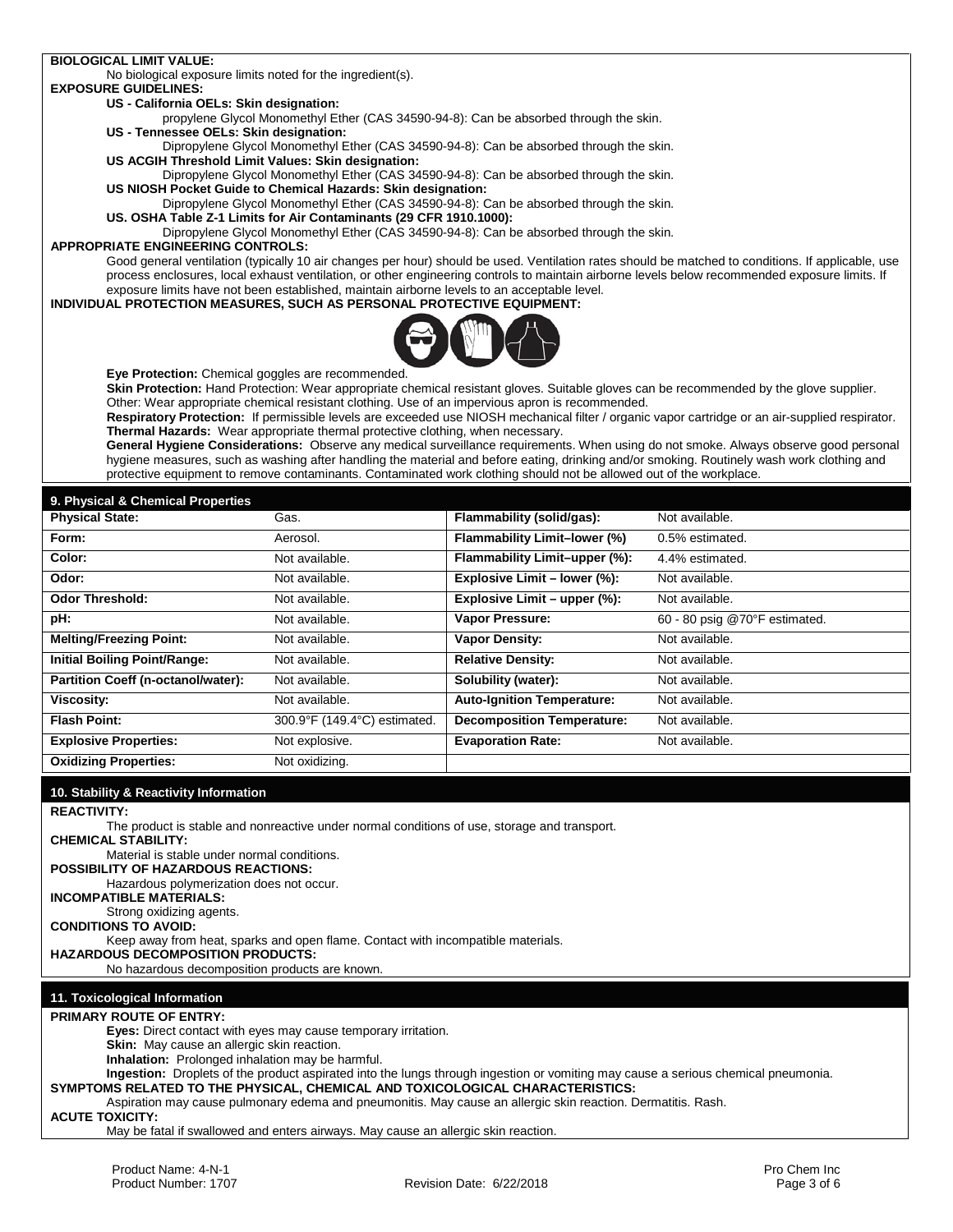**BIOLOGICAL LIMIT VALUE:**

No biological exposure limits noted for the ingredient(s).

**EXPOSURE GUIDELINES:**

**US - California OELs: Skin designation:**

propylene Glycol Monomethyl Ether (CAS 34590-94-8): Can be absorbed through the skin.

**US - Tennessee OELs: Skin designation:**

Dipropylene Glycol Monomethyl Ether (CAS 34590-94-8): Can be absorbed through the skin.

**US ACGIH Threshold Limit Values: Skin designation:**

Dipropylene Glycol Monomethyl Ether (CAS 34590-94-8): Can be absorbed through the skin.

**US NIOSH Pocket Guide to Chemical Hazards: Skin designation:**

Dipropylene Glycol Monomethyl Ether (CAS 34590-94-8): Can be absorbed through the skin.

**US. OSHA Table Z-1 Limits for Air Contaminants (29 CFR 1910.1000):**

Dipropylene Glycol Monomethyl Ether (CAS 34590-94-8): Can be absorbed through the skin.

**APPROPRIATE ENGINEERING CONTROLS:**

Good general ventilation (typically 10 air changes per hour) should be used. Ventilation rates should be matched to conditions. If applicable, use process enclosures, local exhaust ventilation, or other engineering controls to maintain airborne levels below recommended exposure limits. If exposure limits have not been established, maintain airborne levels to an acceptable level.

**INDIVIDUAL PROTECTION MEASURES, SUCH AS PERSONAL PROTECTIVE EQUIPMENT:**

**Eye Protection:** Chemical goggles are recommended.

**Skin Protection:** Hand Protection: Wear appropriate chemical resistant gloves. Suitable gloves can be recommended by the glove supplier. Other: Wear appropriate chemical resistant clothing. Use of an impervious apron is recommended.

**Respiratory Protection:** If permissible levels are exceeded use NIOSH mechanical filter / organic vapor cartridge or an air-supplied respirator.

**Thermal Hazards:** Wear appropriate thermal protective clothing, when necessary.

**General Hygiene Considerations:** Observe any medical surveillance requirements. When using do not smoke. Always observe good personal hygiene measures, such as washing after handling the material and before eating, drinking and/or smoking. Routinely wash work clothing and protective equipment to remove contaminants. Contaminated work clothing should not be allowed out of the workplace.

## 9. Physical & Chemical Properties

| **Physical State:** | Gas. | **Flammability (solid/gas):** | Not available. |
|---|---|---|---|
| **Form:** | Aerosol. | **Flammability Limit–lower (%)** | 0.5% estimated. |
| **Color:** | Not available. | **Flammability Limit–upper (%):** | 4.4% estimated. |
| **Odor:** | Not available. | **Explosive Limit – lower (%):** | Not available. |
| **Odor Threshold:** | Not available. | **Explosive Limit – upper (%):** | Not available. |
| **pH:** | Not available. | **Vapor Pressure:** | 60 - 80 psig @70°F estimated. |
| **Melting/Freezing Point:** | Not available. | **Vapor Density:** | Not available. |
| **Initial Boiling Point/Range:** | Not available. | **Relative Density:** | Not available. |
| **Partition Coeff (n-octanol/water):** | Not available. | **Solubility (water):** | Not available. |
| **Viscosity:** | Not available. | **Auto-Ignition Temperature:** | Not available. |
| **Flash Point:** | 300.9°F (149.4°C) estimated. | **Decomposition Temperature:** | Not available. |
| **Explosive Properties:** | Not explosive. | **Evaporation Rate:** | Not available. |
| **Oxidizing Properties:** | Not oxidizing. | | |

## 10. Stability & Reactivity Information

**REACTIVITY:**

The product is stable and nonreactive under normal conditions of use, storage and transport.

**CHEMICAL STABILITY:**

Material is stable under normal conditions.

**POSSIBILITY OF HAZARDOUS REACTIONS:**

Hazardous polymerization does not occur.

**INCOMPATIBLE MATERIALS:**

Strong oxidizing agents.

**CONDITIONS TO AVOID:**

Keep away from heat, sparks and open flame. Contact with incompatible materials.

**HAZARDOUS DECOMPOSITION PRODUCTS:**

No hazardous decomposition products are known.

## 11. Toxicological Information

**PRIMARY ROUTE OF ENTRY:**

**Eyes:** Direct contact with eyes may cause temporary irritation.

**Skin:** May cause an allergic skin reaction.

**Inhalation:** Prolonged inhalation may be harmful.

**Ingestion:** Droplets of the product aspirated into the lungs through ingestion or vomiting may cause a serious chemical pneumonia.

**SYMPTOMS RELATED TO THE PHYSICAL, CHEMICAL AND TOXICOLOGICAL CHARACTERISTICS:**

Aspiration may cause pulmonary edema and pneumonitis. May cause an allergic skin reaction. Dermatitis. Rash.

**ACUTE TOXICITY:**

May be fatal if swallowed and enters airways. May cause an allergic skin reaction.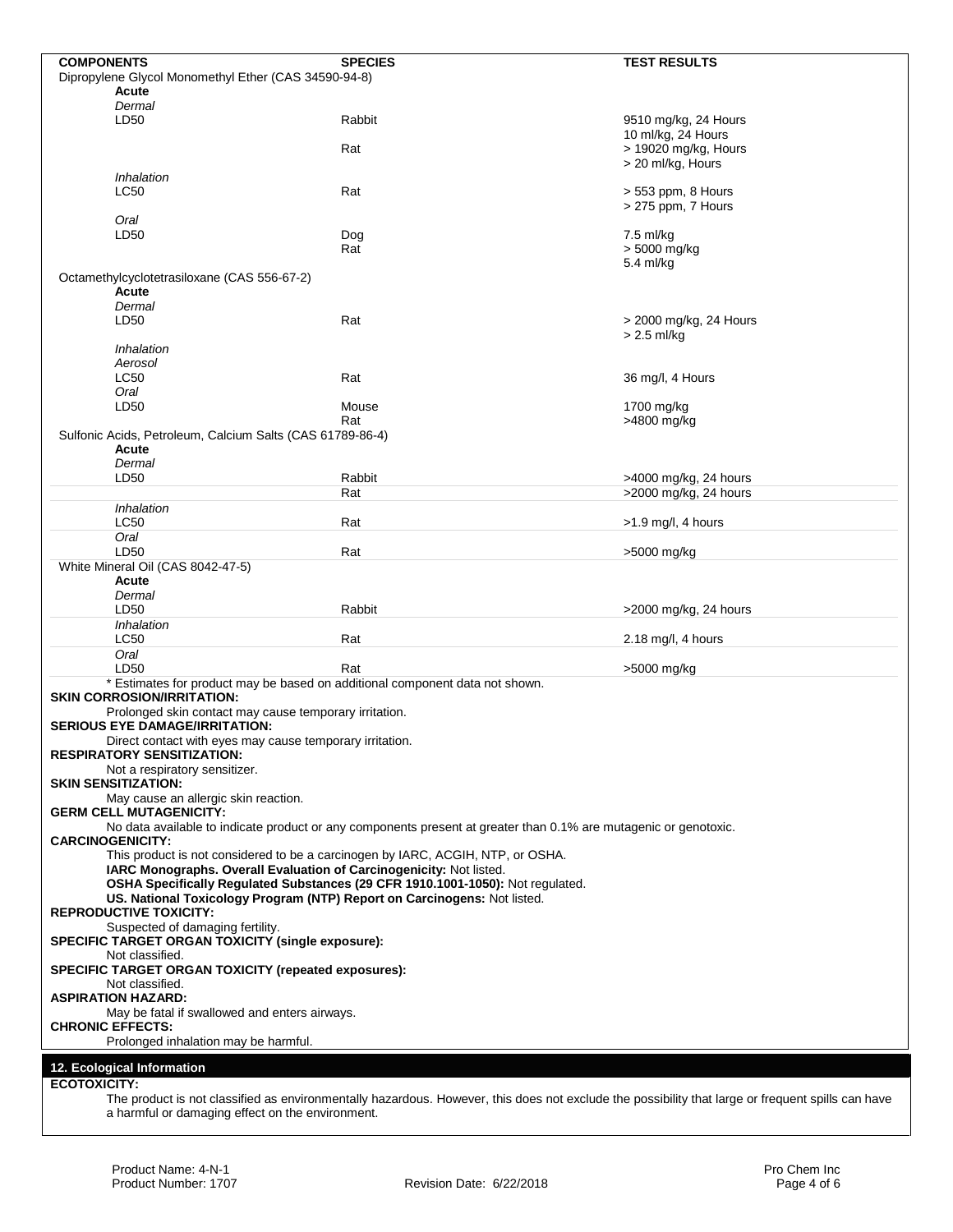| COMPONENTS | SPECIES | TEST RESULTS |
|---|---|---|
| Dipropylene Glycol Monomethyl Ether (CAS 34590-94-8) | | |
| **Acute** | | |
| *Dermal* | | |
| LD50 | Rabbit | 9510 mg/kg, 24 Hours |
| | | 10 ml/kg, 24 Hours |
| | Rat | > 19020 mg/kg, Hours |
| | | > 20 ml/kg, Hours |
| *Inhalation* | | |
| LC50 | Rat | > 553 ppm, 8 Hours |
| | | > 275 ppm, 7 Hours |
| *Oral* | | |
| LD50 | Dog | 7.5 ml/kg |
| | Rat | > 5000 mg/kg |
| | | 5.4 ml/kg |
| Octamethylcyclotetrasiloxane (CAS 556-67-2) | | |
| **Acute** | | |
| *Dermal* | | |
| LD50 | Rat | > 2000 mg/kg, 24 Hours |
| | | > 2.5 ml/kg |
| *Inhalation* | | |
| *Aerosol* | | |
| LC50 | Rat | 36 mg/l, 4 Hours |
| *Oral* | | |
| LD50 | Mouse | 1700 mg/kg |
| | Rat | >4800 mg/kg |
| Sulfonic Acids, Petroleum, Calcium Salts (CAS 61789-86-4) | | |
| **Acute** | | |
| *Dermal* | | |
| LD50 | Rabbit | >4000 mg/kg, 24 hours |
| | Rat | >2000 mg/kg, 24 hours |
| *Inhalation* | | |
| LC50 | Rat | >1.9 mg/l, 4 hours |
| *Oral* | | |
| LD50 | Rat | >5000 mg/kg |
| White Mineral Oil (CAS 8042-47-5) | | |
| **Acute** | | |
| *Dermal* | | |
| LD50 | Rabbit | >2000 mg/kg, 24 hours |
| *Inhalation* | | |
| LC50 | Rat | 2.18 mg/l, 4 hours |
| *Oral* | | |
| LD50 | Rat | >5000 mg/kg |

* Estimates for product may be based on additional component data not shown.

**SKIN CORROSION/IRRITATION:**

Prolonged skin contact may cause temporary irritation.

**SERIOUS EYE DAMAGE/IRRITATION:**

Direct contact with eyes may cause temporary irritation.

**RESPIRATORY SENSITIZATION:**

Not a respiratory sensitizer.

**SKIN SENSITIZATION:**

May cause an allergic skin reaction.

**GERM CELL MUTAGENICITY:**

No data available to indicate product or any components present at greater than 0.1% are mutagenic or genotoxic.

**CARCINOGENICITY:**

This product is not considered to be a carcinogen by IARC, ACGIH, NTP, or OSHA.

**IARC Monographs. Overall Evaluation of Carcinogenicity:** Not listed.

**OSHA Specifically Regulated Substances (29 CFR 1910.1001-1050):** Not regulated.

**US. National Toxicology Program (NTP) Report on Carcinogens:** Not listed.

**REPRODUCTIVE TOXICITY:**

Suspected of damaging fertility.

**SPECIFIC TARGET ORGAN TOXICITY (single exposure):**

Not classified.

**SPECIFIC TARGET ORGAN TOXICITY (repeated exposures):**

Not classified.

**ASPIRATION HAZARD:**

May be fatal if swallowed and enters airways.

**CHRONIC EFFECTS:**

Prolonged inhalation may be harmful.

## 12. Ecological Information

**ECOTOXICITY:**

The product is not classified as environmentally hazardous. However, this does not exclude the possibility that large or frequent spills can have a harmful or damaging effect on the environment.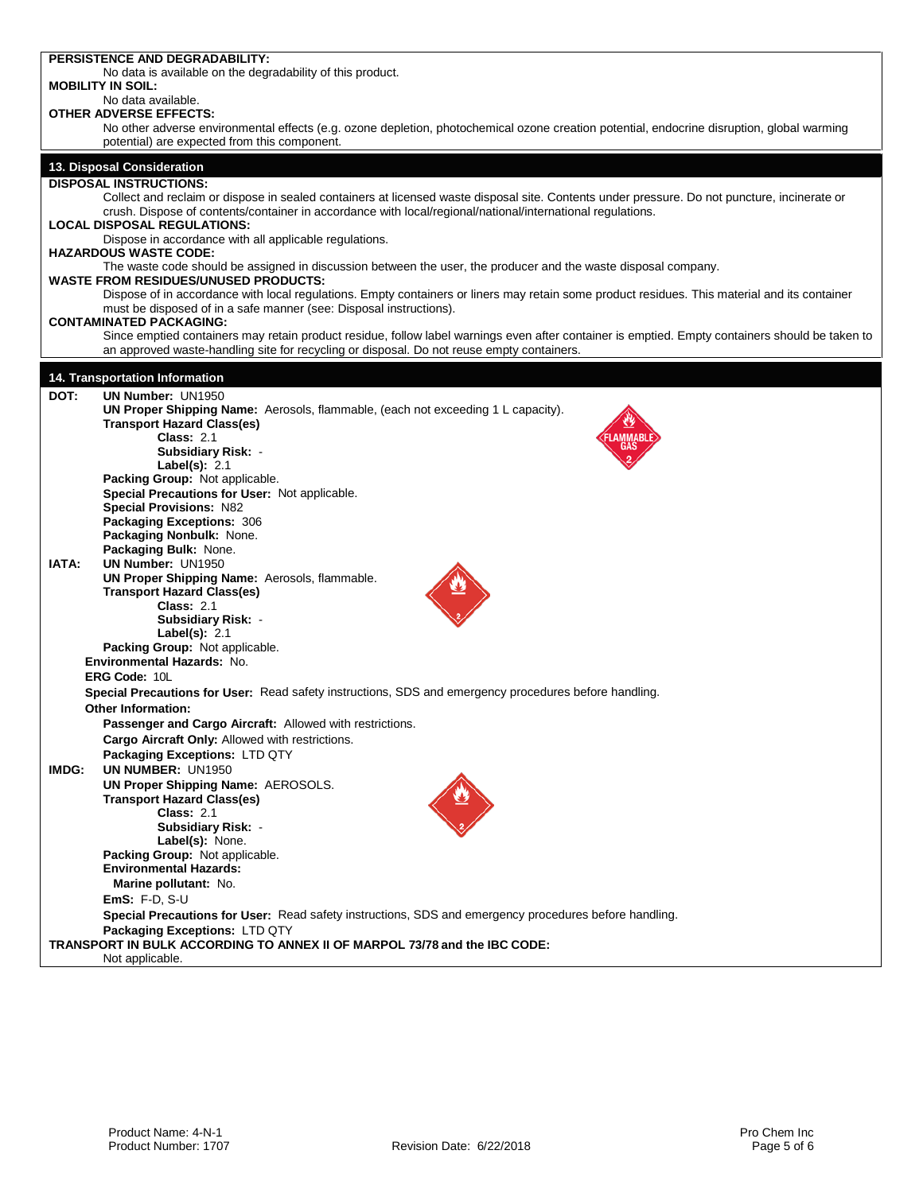**PERSISTENCE AND DEGRADABILITY:**

No data is available on the degradability of this product.

**MOBILITY IN SOIL:**

No data available.

**OTHER ADVERSE EFFECTS:**

No other adverse environmental effects (e.g. ozone depletion, photochemical ozone creation potential, endocrine disruption, global warming potential) are expected from this component.

## 13. Disposal Consideration

**DISPOSAL INSTRUCTIONS:**

Collect and reclaim or dispose in sealed containers at licensed waste disposal site. Contents under pressure. Do not puncture, incinerate or crush. Dispose of contents/container in accordance with local/regional/national/international regulations.

**LOCAL DISPOSAL REGULATIONS:**

Dispose in accordance with all applicable regulations.

**HAZARDOUS WASTE CODE:**

The waste code should be assigned in discussion between the user, the producer and the waste disposal company.

**WASTE FROM RESIDUES/UNUSED PRODUCTS:**

Dispose of in accordance with local regulations. Empty containers or liners may retain some product residues. This material and its container must be disposed of in a safe manner (see: Disposal instructions).

**CONTAMINATED PACKAGING:**

Since emptied containers may retain product residue, follow label warnings even after container is emptied. Empty containers should be taken to an approved waste-handling site for recycling or disposal. Do not reuse empty containers.

## 14. Transportation Information

**DOT:**

**UN Number:** UN1950
**UN Proper Shipping Name:** Aerosols, flammable, (each not exceeding 1 L capacity).
**Transport Hazard Class(es)**
- **Class:** 2.1
- **Subsidiary Risk:** -
- **Label(s):** 2.1

**Packing Group:** Not applicable.
**Special Precautions for User:** Not applicable.
**Special Provisions:** N82
**Packaging Exceptions:** 306
**Packaging Nonbulk:** None.
**Packaging Bulk:** None.

**IATA:**

**UN Number:** UN1950
**UN Proper Shipping Name:** Aerosols, flammable.
**Transport Hazard Class(es)**
- **Class:** 2.1
- **Subsidiary Risk:** -
- **Label(s):** 2.1

**Packing Group:** Not applicable.
**Environmental Hazards:** No.
**ERG Code:** 10L
**Special Precautions for User:** Read safety instructions, SDS and emergency procedures before handling.
**Other Information:**
**Passenger and Cargo Aircraft:** Allowed with restrictions.
**Cargo Aircraft Only:** Allowed with restrictions.
**Packaging Exceptions:** LTD QTY

**IMDG:**

**UN NUMBER:** UN1950
**UN Proper Shipping Name:** AEROSOLS.
**Transport Hazard Class(es)**
- **Class:** 2.1
- **Subsidiary Risk:** -
- **Label(s):** None.

**Packing Group:** Not applicable.
**Environmental Hazards:**
**Marine pollutant:** No.
**EmS:** F-D, S-U
**Special Precautions for User:** Read safety instructions, SDS and emergency procedures before handling.
**Packaging Exceptions:** LTD QTY

**TRANSPORT IN BULK ACCORDING TO ANNEX II OF MARPOL 73/78 and the IBC CODE:**

Not applicable.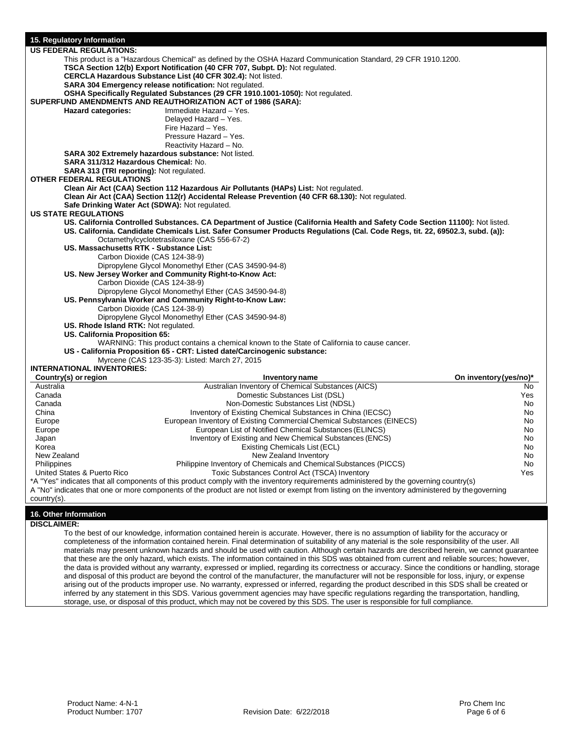## 15. Regulatory Information

**US FEDERAL REGULATIONS:**

This product is a "Hazardous Chemical" as defined by the OSHA Hazard Communication Standard, 29 CFR 1910.1200.

**TSCA Section 12(b) Export Notification (40 CFR 707, Subpt. D):** Not regulated.

**CERCLA Hazardous Substance List (40 CFR 302.4):** Not listed.

**SARA 304 Emergency release notification:** Not regulated.

**OSHA Specifically Regulated Substances (29 CFR 1910.1001-1050):** Not regulated.

**SUPERFUND AMENDMENTS AND REAUTHORIZATION ACT of 1986 (SARA):**

**Hazard categories:**
- Immediate Hazard – Yes.
- Delayed Hazard – Yes.
- Fire Hazard – Yes.
- Pressure Hazard – Yes.
- Reactivity Hazard – No.

**SARA 302 Extremely hazardous substance:** Not listed.

**SARA 311/312 Hazardous Chemical:** No.

**SARA 313 (TRI reporting):** Not regulated.

**OTHER FEDERAL REGULATIONS**

**Clean Air Act (CAA) Section 112 Hazardous Air Pollutants (HAPs) List:** Not regulated.

**Clean Air Act (CAA) Section 112(r) Accidental Release Prevention (40 CFR 68.130):** Not regulated.

**Safe Drinking Water Act (SDWA):** Not regulated.

**US STATE REGULATIONS**

**US. California Controlled Substances. CA Department of Justice (California Health and Safety Code Section 11100):** Not listed.

**US. California. Candidate Chemicals List. Safer Consumer Products Regulations (Cal. Code Regs, tit. 22, 69502.3, subd. (a)):**
Octamethylcyclotetrasiloxane (CAS 556-67-2)

**US. Massachusetts RTK - Substance List:**
Carbon Dioxide (CAS 124-38-9)
Dipropylene Glycol Monomethyl Ether (CAS 34590-94-8)

**US. New Jersey Worker and Community Right-to-Know Act:**
Carbon Dioxide (CAS 124-38-9)
Dipropylene Glycol Monomethyl Ether (CAS 34590-94-8)

**US. Pennsylvania Worker and Community Right-to-Know Law:**
Carbon Dioxide (CAS 124-38-9)
Dipropylene Glycol Monomethyl Ether (CAS 34590-94-8)

**US. Rhode Island RTK:** Not regulated.

**US. California Proposition 65:**
WARNING: This product contains a chemical known to the State of California to cause cancer.

**US - California Proposition 65 - CRT: Listed date/Carcinogenic substance:**
Myrcene (CAS 123-35-3): Listed: March 27, 2015

**INTERNATIONAL INVENTORIES:**

| Country(s) or region | Inventory name | On inventory (yes/no)* |
|---|---|---|
| Australia | Australian Inventory of Chemical Substances (AICS) | No |
| Canada | Domestic Substances List (DSL) | Yes |
| Canada | Non-Domestic Substances List (NDSL) | No |
| China | Inventory of Existing Chemical Substances in China (IECSC) | No |
| Europe | European Inventory of Existing Commercial Chemical Substances (EINECS) | No |
| Europe | European List of Notified Chemical Substances (ELINCS) | No |
| Japan | Inventory of Existing and New Chemical Substances (ENCS) | No |
| Korea | Existing Chemicals List (ECL) | No |
| New Zealand | New Zealand Inventory | No |
| Philippines | Philippine Inventory of Chemicals and Chemical Substances (PICCS) | No |
| United States & Puerto Rico | Toxic Substances Control Act (TSCA) Inventory | Yes |

*A "Yes" indicates that all components of this product comply with the inventory requirements administered by the governing country(s)
A "No" indicates that one or more components of the product are not listed or exempt from listing on the inventory administered by the governing country(s).

## 16. Other Information

**DISCLAIMER:**

To the best of our knowledge, information contained herein is accurate. However, there is no assumption of liability for the accuracy or completeness of the information contained herein. Final determination of suitability of any material is the sole responsibility of the user. All materials may present unknown hazards and should be used with caution. Although certain hazards are described herein, we cannot guarantee that these are the only hazard, which exists. The information contained in this SDS was obtained from current and reliable sources; however, the data is provided without any warranty, expressed or implied, regarding its correctness or accuracy. Since the conditions or handling, storage and disposal of this product are beyond the control of the manufacturer, the manufacturer will not be responsible for loss, injury, or expense arising out of the products improper use. No warranty, expressed or inferred, regarding the product described in this SDS shall be created or inferred by any statement in this SDS. Various government agencies may have specific regulations regarding the transportation, handling, storage, use, or disposal of this product, which may not be covered by this SDS. The user is responsible for full compliance.